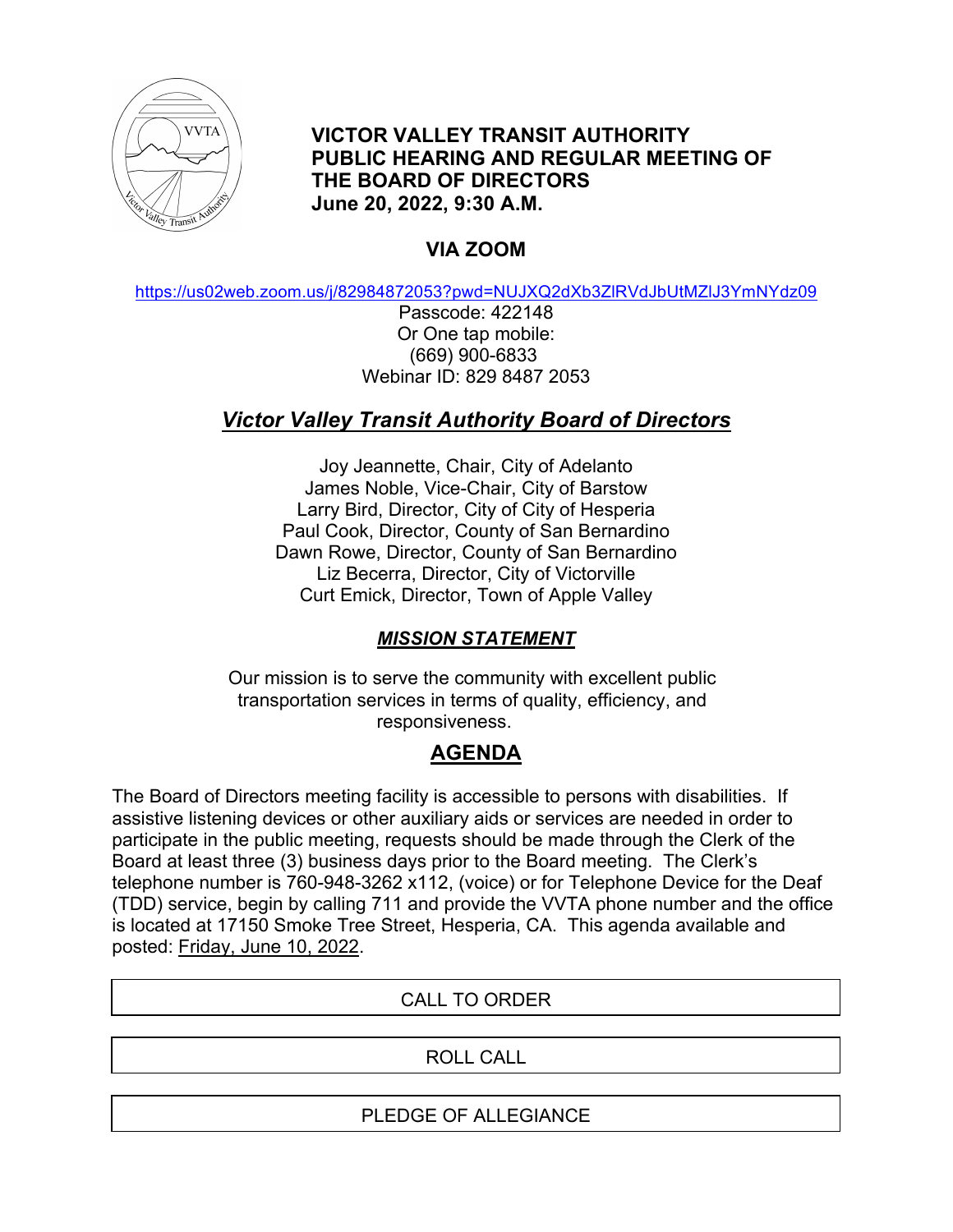# VICTOR VALLEY TRANSIT AUTHORITY PUBLIC HEARING AND REGULAR MEETING OF THE BOARD OF DIRECTORS

**June 20, 2022, 9:30 A.M.**

## VIA ZOOM

https://us02web.zoom.us/j/82984872053?pwd=NUJXQ2dXb3ZlRVdJbUtMZlJ3YmNYdz09

Passcode: 422148

Or One tap mobile:

(669) 900-6833

Webinar ID: 829 8487 2053

## *Victor Valley Transit Authority Board of Directors*

Joy Jeannette, Chair, City of Adelanto

James Noble, Vice-Chair, City of Barstow

Larry Bird, Director, City of City of Hesperia

Paul Cook, Director, County of San Bernardino

Dawn Rowe, Director, County of San Bernardino

Liz Becerra, Director, City of Victorville

Curt Emick, Director, Town of Apple Valley

### *MISSION STATEMENT*

Our mission is to serve the community with excellent public transportation services in terms of quality, efficiency, and responsiveness.

## AGENDA

The Board of Directors meeting facility is accessible to persons with disabilities. If assistive listening devices or other auxiliary aids or services are needed in order to participate in the public meeting, requests should be made through the Clerk of the Board at least three (3) business days prior to the Board meeting. The Clerk's telephone number is 760-948-3262 x112, (voice) or for Telephone Device for the Deaf (TDD) service, begin by calling 711 and provide the VVTA phone number and the office is located at 17150 Smoke Tree Street, Hesperia, CA. This agenda available and posted: Friday, June 10, 2022.

CALL TO ORDER

ROLL CALL

PLEDGE OF ALLEGIANCE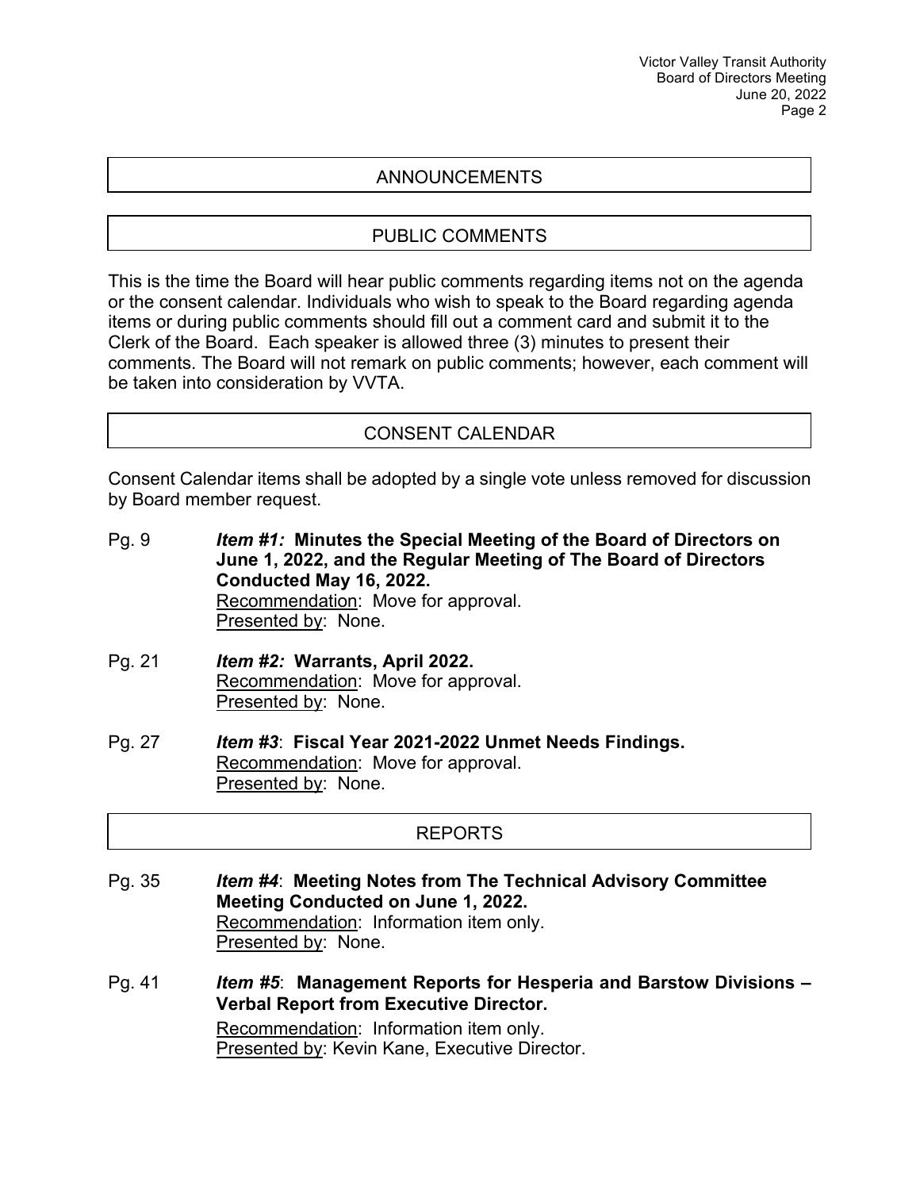## ANNOUNCEMENTS

## PUBLIC COMMENTS

This is the time the Board will hear public comments regarding items not on the agenda or the consent calendar. Individuals who wish to speak to the Board regarding agenda items or during public comments should fill out a comment card and submit it to the Clerk of the Board. Each speaker is allowed three (3) minutes to present their comments. The Board will not remark on public comments; however, each comment will be taken into consideration by VVTA.

## CONSENT CALENDAR

Consent Calendar items shall be adopted by a single vote unless removed for discussion by Board member request.

Pg. 9 ***Item #1:* Minutes the Special Meeting of the Board of Directors on June 1, 2022, and the Regular Meeting of The Board of Directors Conducted May 16, 2022.**
Recommendation: Move for approval.
Presented by: None.

Pg. 21 ***Item #2:* Warrants, April 2022.**
Recommendation: Move for approval.
Presented by: None.

Pg. 27 ***Item #3*: Fiscal Year 2021-2022 Unmet Needs Findings.**
Recommendation: Move for approval.
Presented by: None.

## REPORTS

Pg. 35 ***Item #4*: Meeting Notes from The Technical Advisory Committee Meeting Conducted on June 1, 2022.**
Recommendation: Information item only.
Presented by: None.

Pg. 41 ***Item #5*: Management Reports for Hesperia and Barstow Divisions – Verbal Report from Executive Director.**
Recommendation: Information item only.
Presented by: Kevin Kane, Executive Director.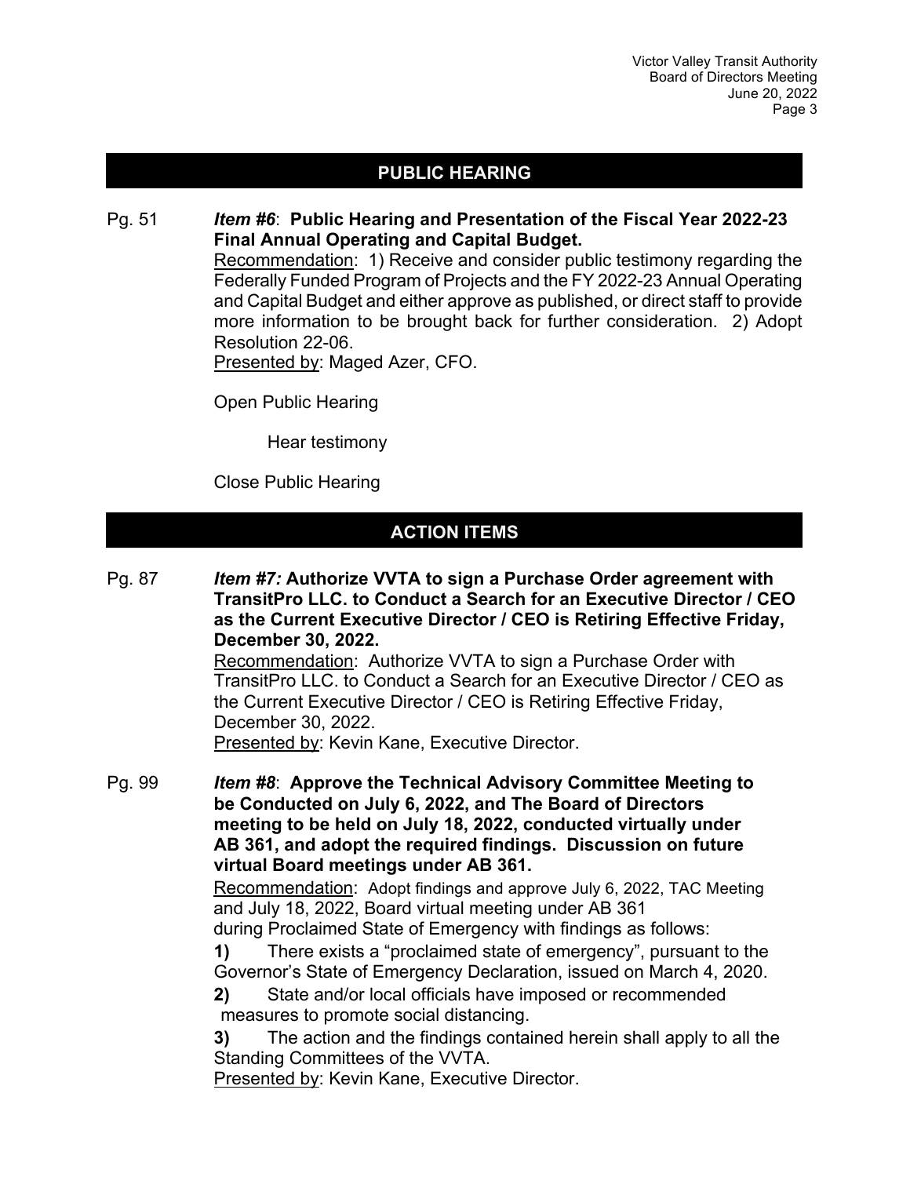## PUBLIC HEARING

Pg. 51 ***Item #6*: Public Hearing and Presentation of the Fiscal Year 2022-23 Final Annual Operating and Capital Budget.**

Recommendation: 1) Receive and consider public testimony regarding the Federally Funded Program of Projects and the FY 2022-23 Annual Operating and Capital Budget and either approve as published, or direct staff to provide more information to be brought back for further consideration. 2) Adopt Resolution 22-06.

Presented by: Maged Azer, CFO.

Open Public Hearing

Hear testimony

Close Public Hearing

## ACTION ITEMS

Pg. 87 ***Item #7:* Authorize VVTA to sign a Purchase Order agreement with TransitPro LLC. to Conduct a Search for an Executive Director / CEO as the Current Executive Director / CEO is Retiring Effective Friday, December 30, 2022.**

Recommendation: Authorize VVTA to sign a Purchase Order with TransitPro LLC. to Conduct a Search for an Executive Director / CEO as the Current Executive Director / CEO is Retiring Effective Friday, December 30, 2022.

Presented by: Kevin Kane, Executive Director.

Pg. 99 ***Item #8*: Approve the Technical Advisory Committee Meeting to be Conducted on July 6, 2022, and The Board of Directors meeting to be held on July 18, 2022, conducted virtually under AB 361, and adopt the required findings. Discussion on future virtual Board meetings under AB 361.**

Recommendation: Adopt findings and approve July 6, 2022, TAC Meeting and July 18, 2022, Board virtual meeting under AB 361 during Proclaimed State of Emergency with findings as follows:

**1)** There exists a "proclaimed state of emergency", pursuant to the Governor's State of Emergency Declaration, issued on March 4, 2020.

**2)** State and/or local officials have imposed or recommended measures to promote social distancing.

**3)** The action and the findings contained herein shall apply to all the Standing Committees of the VVTA.

Presented by: Kevin Kane, Executive Director.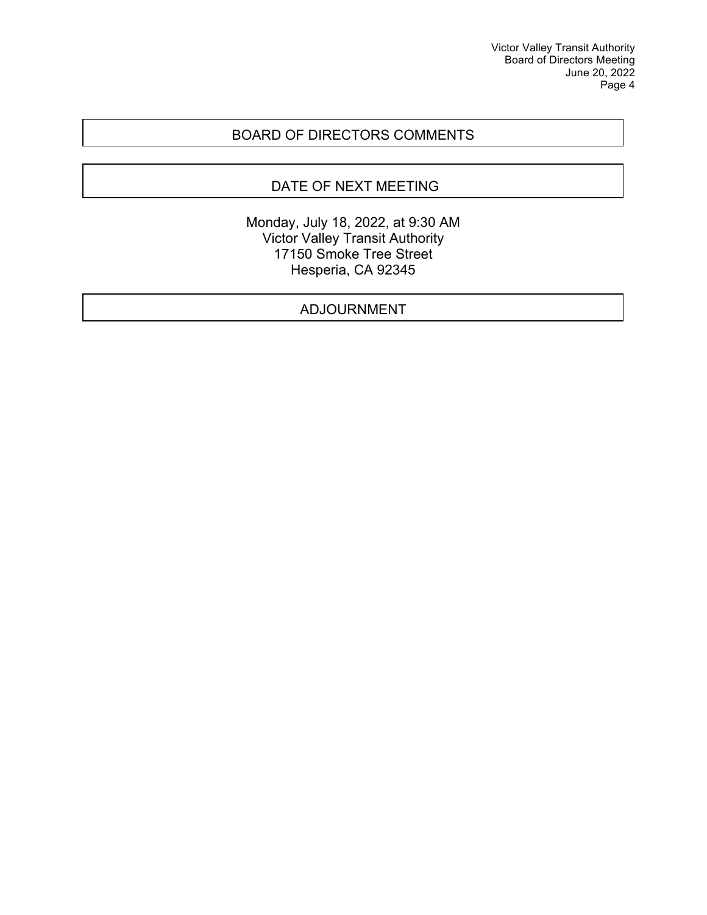## BOARD OF DIRECTORS COMMENTS

## DATE OF NEXT MEETING

Monday, July 18, 2022, at 9:30 AM
Victor Valley Transit Authority
17150 Smoke Tree Street
Hesperia, CA 92345

## ADJOURNMENT